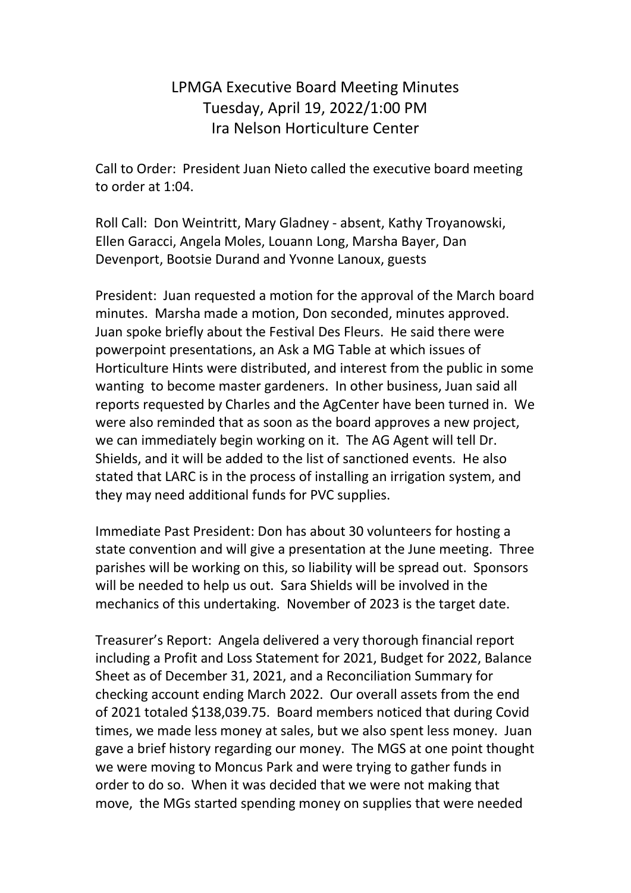# LPMGA Executive Board Meeting Minutes
## Tuesday, April 19, 2022/1:00 PM
## Ira Nelson Horticulture Center

Call to Order: President Juan Nieto called the executive board meeting to order at 1:04.

Roll Call: Don Weintritt, Mary Gladney - absent, Kathy Troyanowski, Ellen Garacci, Angela Moles, Louann Long, Marsha Bayer, Dan Devenport, Bootsie Durand and Yvonne Lanoux, guests

President: Juan requested a motion for the approval of the March board minutes. Marsha made a motion, Don seconded, minutes approved. Juan spoke briefly about the Festival Des Fleurs. He said there were powerpoint presentations, an Ask a MG Table at which issues of Horticulture Hints were distributed, and interest from the public in some wanting to become master gardeners. In other business, Juan said all reports requested by Charles and the AgCenter have been turned in. We were also reminded that as soon as the board approves a new project, we can immediately begin working on it. The AG Agent will tell Dr. Shields, and it will be added to the list of sanctioned events. He also stated that LARC is in the process of installing an irrigation system, and they may need additional funds for PVC supplies.

Immediate Past President: Don has about 30 volunteers for hosting a state convention and will give a presentation at the June meeting. Three parishes will be working on this, so liability will be spread out. Sponsors will be needed to help us out. Sara Shields will be involved in the mechanics of this undertaking. November of 2023 is the target date.

Treasurer's Report: Angela delivered a very thorough financial report including a Profit and Loss Statement for 2021, Budget for 2022, Balance Sheet as of December 31, 2021, and a Reconciliation Summary for checking account ending March 2022. Our overall assets from the end of 2021 totaled $138,039.75. Board members noticed that during Covid times, we made less money at sales, but we also spent less money. Juan gave a brief history regarding our money. The MGS at one point thought we were moving to Moncus Park and were trying to gather funds in order to do so. When it was decided that we were not making that move, the MGs started spending money on supplies that were needed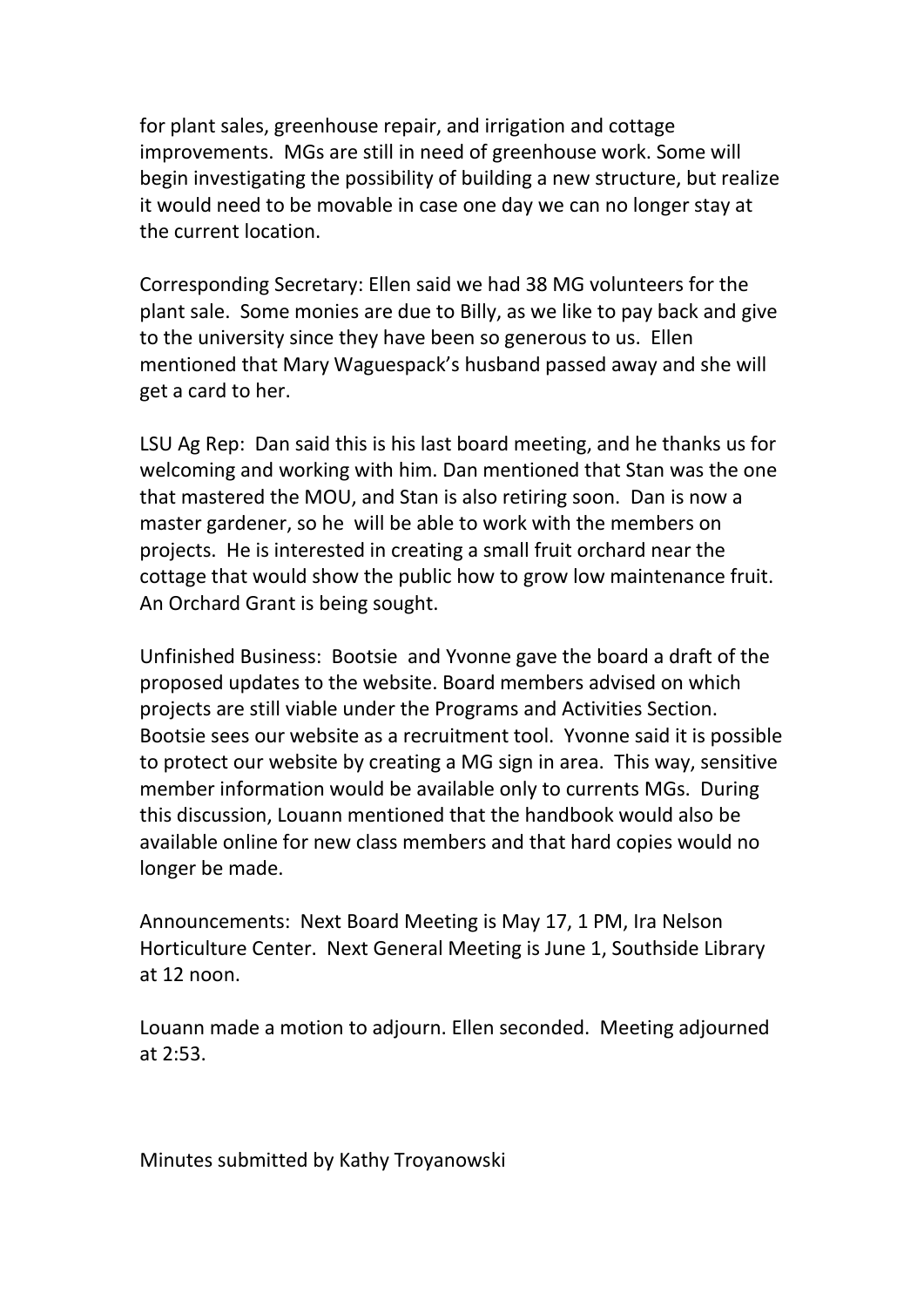for plant sales, greenhouse repair, and irrigation and cottage improvements. MGs are still in need of greenhouse work. Some will begin investigating the possibility of building a new structure, but realize it would need to be movable in case one day we can no longer stay at the current location.

Corresponding Secretary: Ellen said we had 38 MG volunteers for the plant sale. Some monies are due to Billy, as we like to pay back and give to the university since they have been so generous to us. Ellen mentioned that Mary Waguespack's husband passed away and she will get a card to her.

LSU Ag Rep: Dan said this is his last board meeting, and he thanks us for welcoming and working with him. Dan mentioned that Stan was the one that mastered the MOU, and Stan is also retiring soon. Dan is now a master gardener, so he will be able to work with the members on projects. He is interested in creating a small fruit orchard near the cottage that would show the public how to grow low maintenance fruit. An Orchard Grant is being sought.

Unfinished Business: Bootsie and Yvonne gave the board a draft of the proposed updates to the website. Board members advised on which projects are still viable under the Programs and Activities Section. Bootsie sees our website as a recruitment tool. Yvonne said it is possible to protect our website by creating a MG sign in area. This way, sensitive member information would be available only to currents MGs. During this discussion, Louann mentioned that the handbook would also be available online for new class members and that hard copies would no longer be made.

Announcements: Next Board Meeting is May 17, 1 PM, Ira Nelson Horticulture Center. Next General Meeting is June 1, Southside Library at 12 noon.

Louann made a motion to adjourn. Ellen seconded. Meeting adjourned at 2:53.

Minutes submitted by Kathy Troyanowski